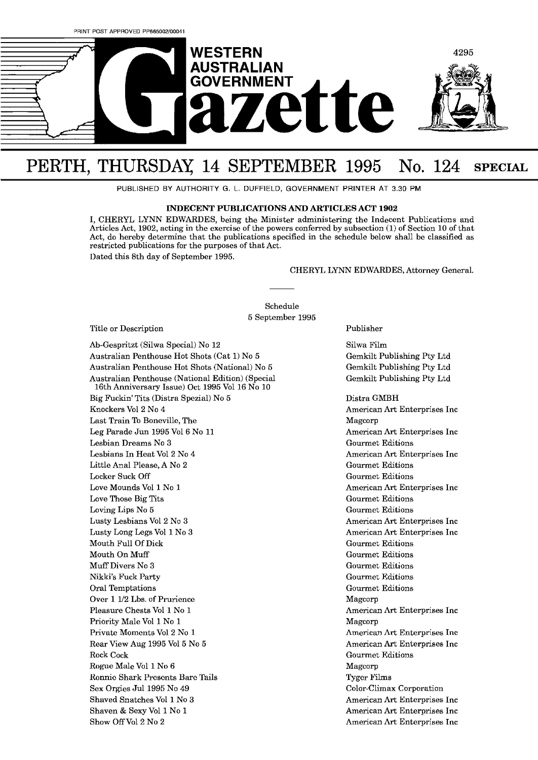PRINT POST APPROVED PP665002/00041

# WESTERN AUSTRALIAN GOVERNMENT Gazette

## PERTH, THURSDAY, 14 SEPTEMBER 1995 No. 124 SPECIAL

PUBLISHED BY AUTHORITY G. L. DUFFIELD, GOVERNMENT PRINTER AT 3.30 PM

### INDECENT PUBLICATIONS AND ARTICLES ACT 1902

I, CHERYL LYNN EDWARDES, being the Minister administering the Indecent Publications and Articles Act, 1902, acting in the exercise of the powers conferred by subsection (1) of Section 10 of that Act, do hereby determine that the publications specified in the schedule below shall be classified as restricted publications for the purposes of that Act.

Dated this 8th day of September 1995.

CHERYL LYNN EDWARDES, Attorney General.

---

Schedule
5 September 1995

| Title or Description | Publisher |
|---|---|
| Ab-Gespritzt (Silwa Special) No 12 | Silwa Film |
| Australian Penthouse Hot Shots (Cat 1) No 5 | Gemkilt Publishing Pty Ltd |
| Australian Penthouse Hot Shots (National) No 5 | Gemkilt Publishing Pty Ltd |
| Australian Penthouse (National Edition) (Special 16th Anniversary Issue) Oct 1995 Vol 16 No 10 | Gemkilt Publishing Pty Ltd |
| Big Fuckin' Tits (Distra Spezial) No 5 | Distra GMBH |
| Knockers Vol 2 No 4 | American Art Enterprises Inc |
| Last Train To Boneville, The | Magcorp |
| Leg Parade Jun 1995 Vol 6 No 11 | American Art Enterprises Inc |
| Lesbian Dreams No 3 | Gourmet Editions |
| Lesbians In Heat Vol 2 No 4 | American Art Enterprises Inc |
| Little Anal Please, A No 2 | Gourmet Editions |
| Locker Suck Off | Gourmet Editions |
| Love Mounds Vol 1 No 1 | American Art Enterprises Inc |
| Love Those Big Tits | Gourmet Editions |
| Loving Lips No 5 | Gourmet Editions |
| Lusty Lesbians Vol 2 No 3 | American Art Enterprises Inc |
| Lusty Long Legs Vol 1 No 3 | American Art Enterprises Inc |
| Mouth Full Of Dick | Gourmet Editions |
| Mouth On Muff | Gourmet Editions |
| Muff Divers No 3 | Gourmet Editions |
| Nikki's Fuck Party | Gourmet Editions |
| Oral Temptations | Gourmet Editions |
| Over 1 1/2 Lbs. of Prurience | Magcorp |
| Pleasure Chests Vol 1 No 1 | American Art Enterprises Inc |
| Priority Male Vol 1 No 1 | Magcorp |
| Private Moments Vol 2 No 1 | American Art Enterprises Inc |
| Rear View Aug 1995 Vol 5 No 5 | American Art Enterprises Inc |
| Rock Cock | Gourmet Editions |
| Rogue Male Vol 1 No 6 | Magcorp |
| Ronnie Shark Presents Bare Tails | Tyger Films |
| Sex Orgies Jul 1995 No 49 | Color-Climax Corporation |
| Shaved Snatches Vol 1 No 3 | American Art Enterprises Inc |
| Shaven & Sexy Vol 1 No 1 | American Art Enterprises Inc |
| Show Off Vol 2 No 2 | American Art Enterprises Inc |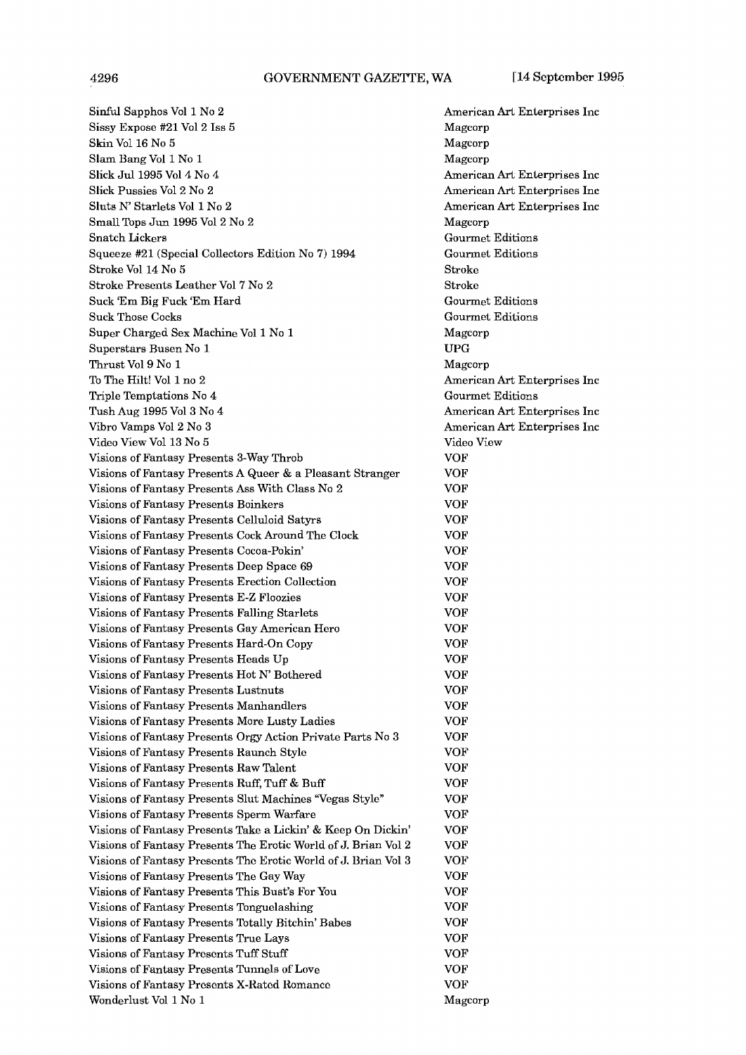| | |
|---|---|
| Sinful Sapphos Vol 1 No 2 | American Art Enterprises Inc |
| Sissy Expose #21 Vol 2 Iss 5 | Magcorp |
| Skin Vol 16 No 5 | Magcorp |
| Slam Bang Vol 1 No 1 | Magcorp |
| Slick Jul 1995 Vol 4 No 4 | American Art Enterprises Inc |
| Slick Pussies Vol 2 No 2 | American Art Enterprises Inc |
| Sluts N' Starlets Vol 1 No 2 | American Art Enterprises Inc |
| Small Tops Jun 1995 Vol 2 No 2 | Magcorp |
| Snatch Lickers | Gourmet Editions |
| Squeeze #21 (Special Collectors Edition No 7) 1994 | Gourmet Editions |
| Stroke Vol 14 No 5 | Stroke |
| Stroke Presents Leather Vol 7 No 2 | Stroke |
| Suck 'Em Big Fuck 'Em Hard | Gourmet Editions |
| Suck Those Cocks | Gourmet Editions |
| Super Charged Sex Machine Vol 1 No 1 | Magcorp |
| Superstars Busen No 1 | UPG |
| Thrust Vol 9 No 1 | Magcorp |
| To The Hilt! Vol 1 no 2 | American Art Enterprises Inc |
| Triple Temptations No 4 | Gourmet Editions |
| Tush Aug 1995 Vol 3 No 4 | American Art Enterprises Inc |
| Vibro Vamps Vol 2 No 3 | American Art Enterprises Inc |
| Video View Vol 13 No 5 | Video View |
| Visions of Fantasy Presents 3-Way Throb | VOF |
| Visions of Fantasy Presents A Queer & a Pleasant Stranger | VOF |
| Visions of Fantasy Presents Ass With Class No 2 | VOF |
| Visions of Fantasy Presents Boinkers | VOF |
| Visions of Fantasy Presents Celluloid Satyrs | VOF |
| Visions of Fantasy Presents Cock Around The Clock | VOF |
| Visions of Fantasy Presents Cocoa-Pokin' | VOF |
| Visions of Fantasy Presents Deep Space 69 | VOF |
| Visions of Fantasy Presents Erection Collection | VOF |
| Visions of Fantasy Presents E-Z Floozies | VOF |
| Visions of Fantasy Presents Falling Starlets | VOF |
| Visions of Fantasy Presents Gay American Hero | VOF |
| Visions of Fantasy Presents Hard-On Copy | VOF |
| Visions of Fantasy Presents Heads Up | VOF |
| Visions of Fantasy Presents Hot N' Bothered | VOF |
| Visions of Fantasy Presents Lustnuts | VOF |
| Visions of Fantasy Presents Manhandlers | VOF |
| Visions of Fantasy Presents More Lusty Ladies | VOF |
| Visions of Fantasy Presents Orgy Action Private Parts No 3 | VOF |
| Visions of Fantasy Presents Raunch Style | VOF |
| Visions of Fantasy Presents Raw Talent | VOF |
| Visions of Fantasy Presents Ruff, Tuff & Buff | VOF |
| Visions of Fantasy Presents Slut Machines "Vegas Style" | VOF |
| Visions of Fantasy Presents Sperm Warfare | VOF |
| Visions of Fantasy Presents Take a Lickin' & Keep On Dickin' | VOF |
| Visions of Fantasy Presents The Erotic World of J. Brian Vol 2 | VOF |
| Visions of Fantasy Presents The Erotic World of J. Brian Vol 3 | VOF |
| Visions of Fantasy Presents The Gay Way | VOF |
| Visions of Fantasy Presents This Bust's For You | VOF |
| Visions of Fantasy Presents Tonguelashing | VOF |
| Visions of Fantasy Presents Totally Bitchin' Babes | VOF |
| Visions of Fantasy Presents True Lays | VOF |
| Visions of Fantasy Presents Tuff Stuff | VOF |
| Visions of Fantasy Presents Tunnels of Love | VOF |
| Visions of Fantasy Presents X-Rated Romance | VOF |
| Wonderlust Vol 1 No 1 | Magcorp |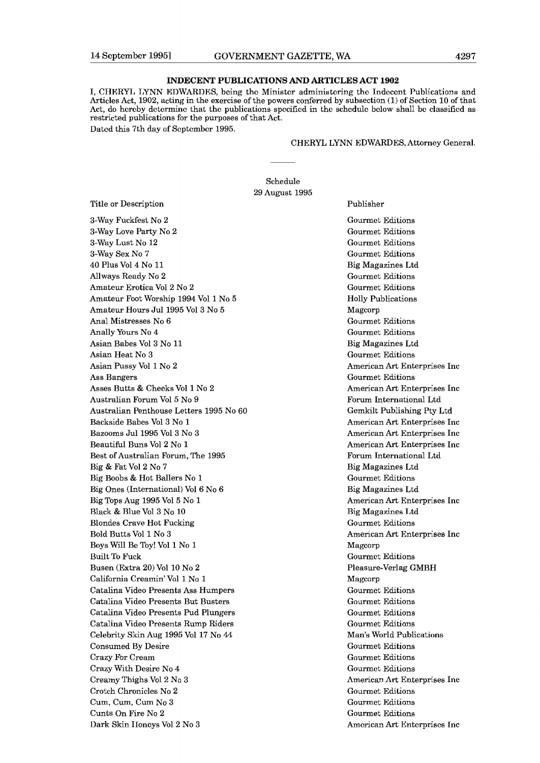## INDECENT PUBLICATIONS AND ARTICLES ACT 1902

I, CHERYL LYNN EDWARDES, being the Minister administering the Indecent Publications and Articles Act, 1902, acting in the exercise of the powers conferred by subsection (1) of Section 10 of that Act, do hereby determine that the publications specified in the schedule below shall be classified as restricted publications for the purposes of that Act.

Dated this 7th day of September 1995.

CHERYL LYNN EDWARDES, Attorney General.

---

Schedule
29 August 1995

| Title or Description | Publisher |
|---|---|
| 3-Way Fuckfest No 2 | Gourmet Editions |
| 3-Way Love Party No 2 | Gourmet Editions |
| 3-Way Lust No 12 | Gourmet Editions |
| 3-Way Sex No 7 | Gourmet Editions |
| 40 Plus Vol 4 No 11 | Big Magazines Ltd |
| Allways Ready No 2 | Gourmet Editions |
| Amateur Erotica Vol 2 No 2 | Gourmet Editions |
| Amateur Foot Worship 1994 Vol 1 No 5 | Holly Publications |
| Amateur Hours Jul 1995 Vol 3 No 5 | Magcorp |
| Anal Mistresses No 6 | Gourmet Editions |
| Anally Yours No 4 | Gourmet Editions |
| Asian Babes Vol 3 No 11 | Big Magazines Ltd |
| Asian Heat No 3 | Gourmet Editions |
| Asian Pussy Vol 1 No 2 | American Art Enterprises Inc |
| Ass Bangers | Gourmet Editions |
| Asses Butts & Cheeks Vol 1 No 2 | American Art Enterprises Inc |
| Australian Forum Vol 5 No 9 | Forum International Ltd |
| Australian Penthouse Letters 1995 No 60 | Gemkilt Publishing Pty Ltd |
| Backside Babes Vol 3 No 1 | American Art Enterprises Inc |
| Bazooms Jul 1995 Vol 3 No 3 | American Art Enterprises Inc |
| Beautiful Buns Vol 2 No 1 | American Art Enterprises Inc |
| Best of Australian Forum, The 1995 | Forum International Ltd |
| Big & Fat Vol 2 No 7 | Big Magazines Ltd |
| Big Boobs & Hot Ballers No 1 | Gourmet Editions |
| Big Ones (International) Vol 6 No 6 | Big Magazines Ltd |
| Big Tops Aug 1995 Vol 5 No 1 | American Art Enterprises Inc |
| Black & Blue Vol 3 No 10 | Big Magazines Ltd |
| Blondes Crave Hot Fucking | Gourmet Editions |
| Bold Butts Vol 1 No 3 | American Art Enterprises Inc |
| Boys Will Be Toy! Vol 1 No 1 | Magcorp |
| Built To Fuck | Gourmet Editions |
| Busen (Extra 20) Vol 10 No 2 | Pleasure-Verlag GMBH |
| California Creamin' Vol 1 No 1 | Magcorp |
| Catalina Video Presents Ass Humpers | Gourmet Editions |
| Catalina Video Presents But Busters | Gourmet Editions |
| Catalina Video Presents Pud Plungers | Gourmet Editions |
| Catalina Video Presents Rump Riders | Gourmet Editions |
| Celebrity Skin Aug 1995 Vol 17 No 44 | Man's World Publications |
| Consumed By Desire | Gourmet Editions |
| Crazy For Cream | Gourmet Editions |
| Crazy With Desire No 4 | Gourmet Editions |
| Creamy Thighs Vol 2 No 3 | American Art Enterprises Inc |
| Crotch Chronicles No 2 | Gourmet Editions |
| Cum, Cum, Cum No 3 | Gourmet Editions |
| Cunts On Fire No 2 | Gourmet Editions |
| Dark Skin Honeys Vol 2 No 3 | American Art Enterprises Inc |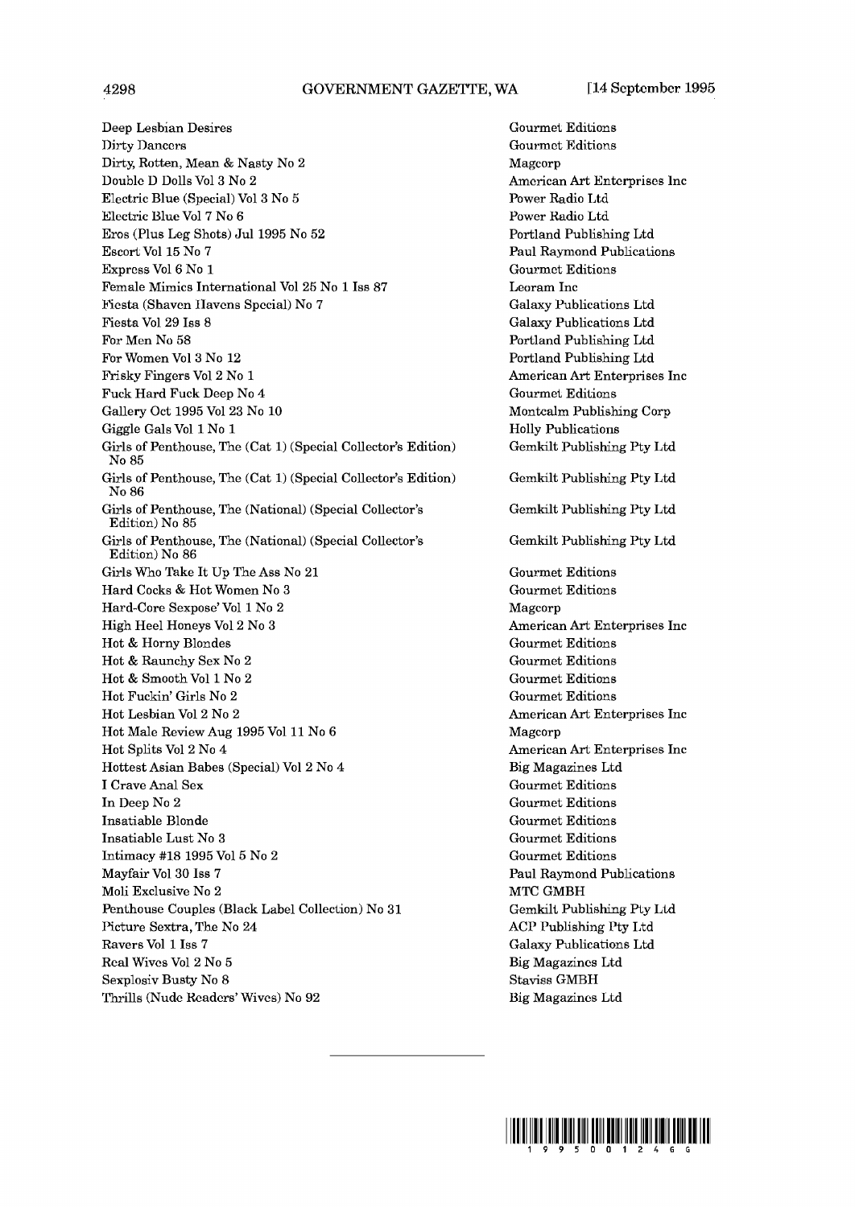| | |
|---|---|
| Deep Lesbian Desires | Gourmet Editions |
| Dirty Dancers | Gourmet Editions |
| Dirty, Rotten, Mean & Nasty No 2 | Magcorp |
| Double D Dolls Vol 3 No 2 | American Art Enterprises Inc |
| Electric Blue (Special) Vol 3 No 5 | Power Radio Ltd |
| Electric Blue Vol 7 No 6 | Power Radio Ltd |
| Eros (Plus Leg Shots) Jul 1995 No 52 | Portland Publishing Ltd |
| Escort Vol 15 No 7 | Paul Raymond Publications |
| Express Vol 6 No 1 | Gourmet Editions |
| Female Mimics International Vol 25 No 1 Iss 87 | Leoram Inc |
| Fiesta (Shaven Havens Special) No 7 | Galaxy Publications Ltd |
| Fiesta Vol 29 Iss 8 | Galaxy Publications Ltd |
| For Men No 58 | Portland Publishing Ltd |
| For Women Vol 3 No 12 | Portland Publishing Ltd |
| Frisky Fingers Vol 2 No 1 | American Art Enterprises Inc |
| Fuck Hard Fuck Deep No 4 | Gourmet Editions |
| Gallery Oct 1995 Vol 23 No 10 | Montcalm Publishing Corp |
| Giggle Gals Vol 1 No 1 | Holly Publications |
| Girls of Penthouse, The (Cat 1) (Special Collector's Edition) No 85 | Gemkilt Publishing Pty Ltd |
| Girls of Penthouse, The (Cat 1) (Special Collector's Edition) No 86 | Gemkilt Publishing Pty Ltd |
| Girls of Penthouse, The (National) (Special Collector's Edition) No 85 | Gemkilt Publishing Pty Ltd |
| Girls of Penthouse, The (National) (Special Collector's Edition) No 86 | Gemkilt Publishing Pty Ltd |
| Girls Who Take It Up The Ass No 21 | Gourmet Editions |
| Hard Cocks & Hot Women No 3 | Gourmet Editions |
| Hard-Core Sexpose' Vol 1 No 2 | Magcorp |
| High Heel Honeys Vol 2 No 3 | American Art Enterprises Inc |
| Hot & Horny Blondes | Gourmet Editions |
| Hot & Raunchy Sex No 2 | Gourmet Editions |
| Hot & Smooth Vol 1 No 2 | Gourmet Editions |
| Hot Fuckin' Girls No 2 | Gourmet Editions |
| Hot Lesbian Vol 2 No 2 | American Art Enterprises Inc |
| Hot Male Review Aug 1995 Vol 11 No 6 | Magcorp |
| Hot Splits Vol 2 No 4 | American Art Enterprises Inc |
| Hottest Asian Babes (Special) Vol 2 No 4 | Big Magazines Ltd |
| I Crave Anal Sex | Gourmet Editions |
| In Deep No 2 | Gourmet Editions |
| Insatiable Blonde | Gourmet Editions |
| Insatiable Lust No 3 | Gourmet Editions |
| Intimacy #18 1995 Vol 5 No 2 | Gourmet Editions |
| Mayfair Vol 30 Iss 7 | Paul Raymond Publications |
| Moli Exclusive No 2 | MTC GMBH |
| Penthouse Couples (Black Label Collection) No 31 | Gemkilt Publishing Pty Ltd |
| Picture Sextra, The No 24 | ACP Publishing Pty Ltd |
| Ravers Vol 1 Iss 7 | Galaxy Publications Ltd |
| Real Wives Vol 2 No 5 | Big Magazines Ltd |
| Sexplosiv Busty No 8 | Staviss GMBH |
| Thrills (Nude Readers' Wives) No 92 | Big Magazines Ltd |